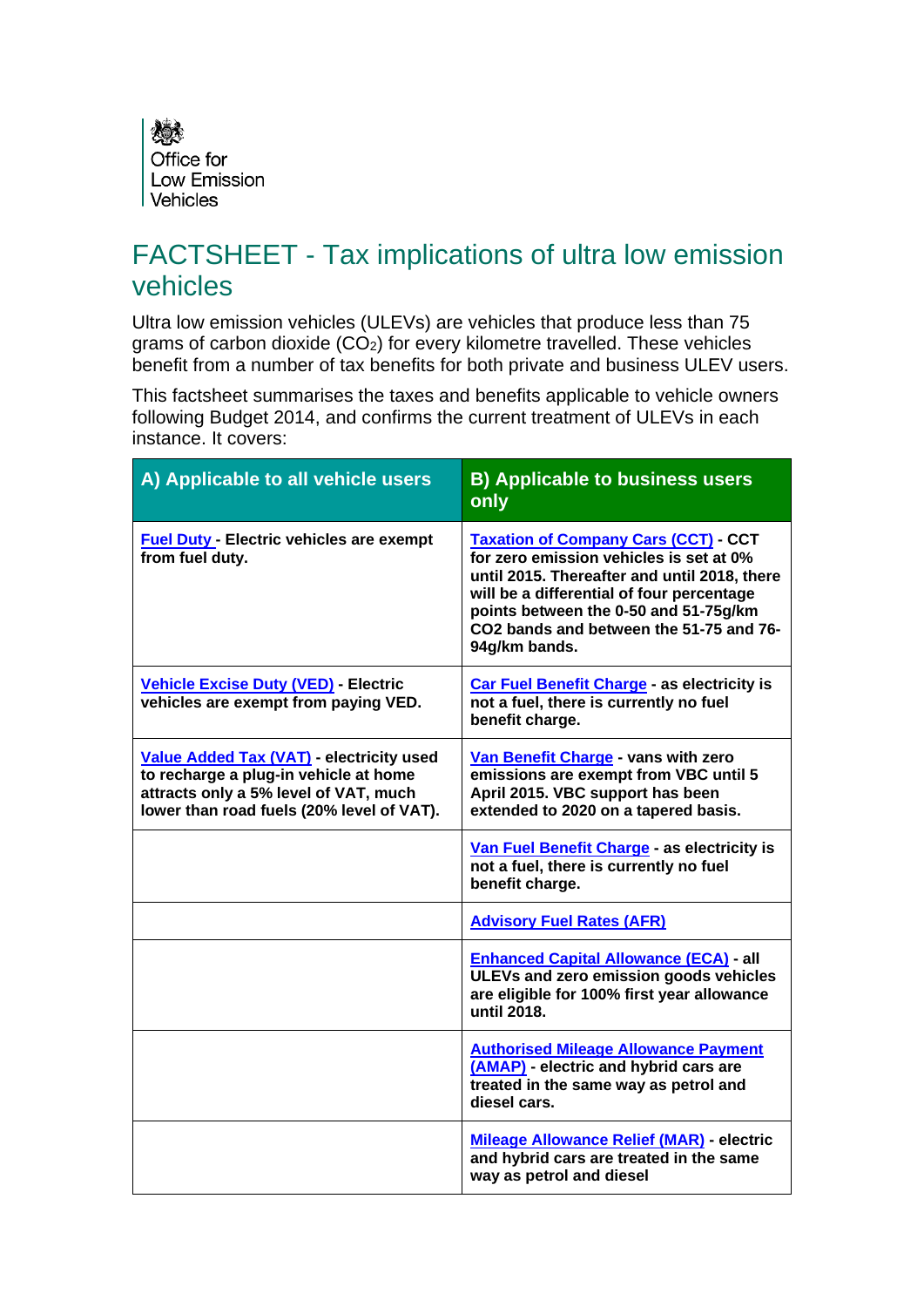Office for Low Emission Vehicles

# FACTSHEET - Tax implications of ultra low emission vehicles

Ultra low emission vehicles (ULEVs) are vehicles that produce less than 75 grams of carbon dioxide ($CO_2$) for every kilometre travelled. These vehicles benefit from a number of tax benefits for both private and business ULEV users.

This factsheet summarises the taxes and benefits applicable to vehicle owners following Budget 2014, and confirms the current treatment of ULEVs in each instance. It covers:

| A) Applicable to all vehicle users | B) Applicable to business users only |
|---|---|
| **Fuel Duty - Electric vehicles are exempt from fuel duty.** | **Taxation of Company Cars (CCT) - CCT for zero emission vehicles is set at 0% until 2015. Thereafter and until 2018, there will be a differential of four percentage points between the 0-50 and 51-75g/km CO2 bands and between the 51-75 and 76-94g/km bands.** |
| **Vehicle Excise Duty (VED) - Electric vehicles are exempt from paying VED.** | **Car Fuel Benefit Charge - as electricity is not a fuel, there is currently no fuel benefit charge.** |
| **Value Added Tax (VAT) - electricity used to recharge a plug-in vehicle at home attracts only a 5% level of VAT, much lower than road fuels (20% level of VAT).** | **Van Benefit Charge - vans with zero emissions are exempt from VBC until 5 April 2015. VBC support has been extended to 2020 on a tapered basis.** |
| | **Van Fuel Benefit Charge - as electricity is not a fuel, there is currently no fuel benefit charge.** |
| | **Advisory Fuel Rates (AFR)** |
| | **Enhanced Capital Allowance (ECA) - all ULEVs and zero emission goods vehicles are eligible for 100% first year allowance until 2018.** |
| | **Authorised Mileage Allowance Payment (AMAP) - electric and hybrid cars are treated in the same way as petrol and diesel cars.** |
| | **Mileage Allowance Relief (MAR) - electric and hybrid cars are treated in the same way as petrol and diesel** |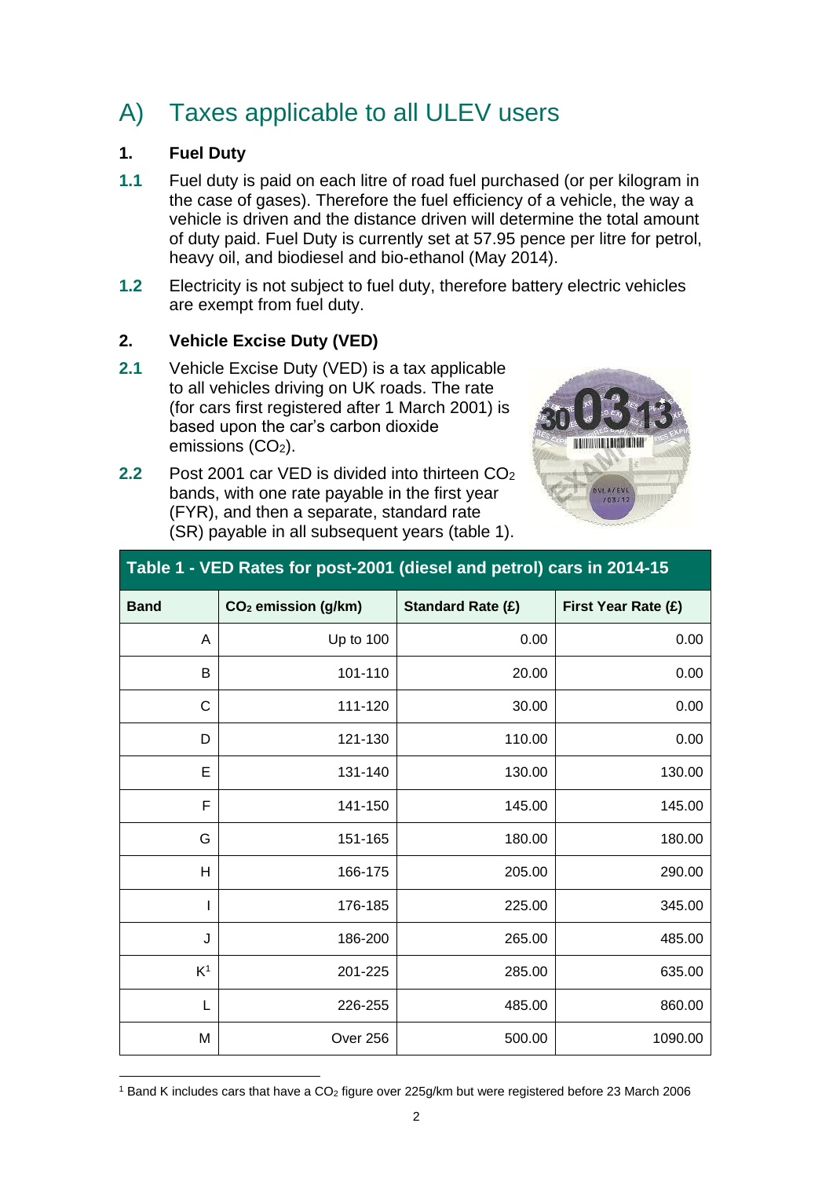# A) Taxes applicable to all ULEV users

### 1. Fuel Duty

**1.1** Fuel duty is paid on each litre of road fuel purchased (or per kilogram in the case of gases). Therefore the fuel efficiency of a vehicle, the way a vehicle is driven and the distance driven will determine the total amount of duty paid. Fuel Duty is currently set at 57.95 pence per litre for petrol, heavy oil, and biodiesel and bio-ethanol (May 2014).

**1.2** Electricity is not subject to fuel duty, therefore battery electric vehicles are exempt from fuel duty.

### 2. Vehicle Excise Duty (VED)

**2.1** Vehicle Excise Duty (VED) is a tax applicable to all vehicles driving on UK roads. The rate (for cars first registered after 1 March 2001) is based upon the car's carbon dioxide emissions ($CO_2$).

**2.2** Post 2001 car VED is divided into thirteen $CO_2$ bands, with one rate payable in the first year (FYR), and then a separate, standard rate (SR) payable in all subsequent years (table 1).

**Table 1 - VED Rates for post-2001 (diesel and petrol) cars in 2014-15**

| Band | $CO_2$ emission (g/km) | Standard Rate (£) | First Year Rate (£) |
|---|---|---|---|
| A | Up to 100 | 0.00 | 0.00 |
| B | 101-110 | 20.00 | 0.00 |
| C | 111-120 | 30.00 | 0.00 |
| D | 121-130 | 110.00 | 0.00 |
| E | 131-140 | 130.00 | 130.00 |
| F | 141-150 | 145.00 | 145.00 |
| G | 151-165 | 180.00 | 180.00 |
| H | 166-175 | 205.00 | 290.00 |
| I | 176-185 | 225.00 | 345.00 |
| J | 186-200 | 265.00 | 485.00 |
| K[1] | 201-225 | 285.00 | 635.00 |
| L | 226-255 | 485.00 | 860.00 |
| M | Over 256 | 500.00 | 1090.00 |

[1] Band K includes cars that have a $CO_2$ figure over 225g/km but were registered before 23 March 2006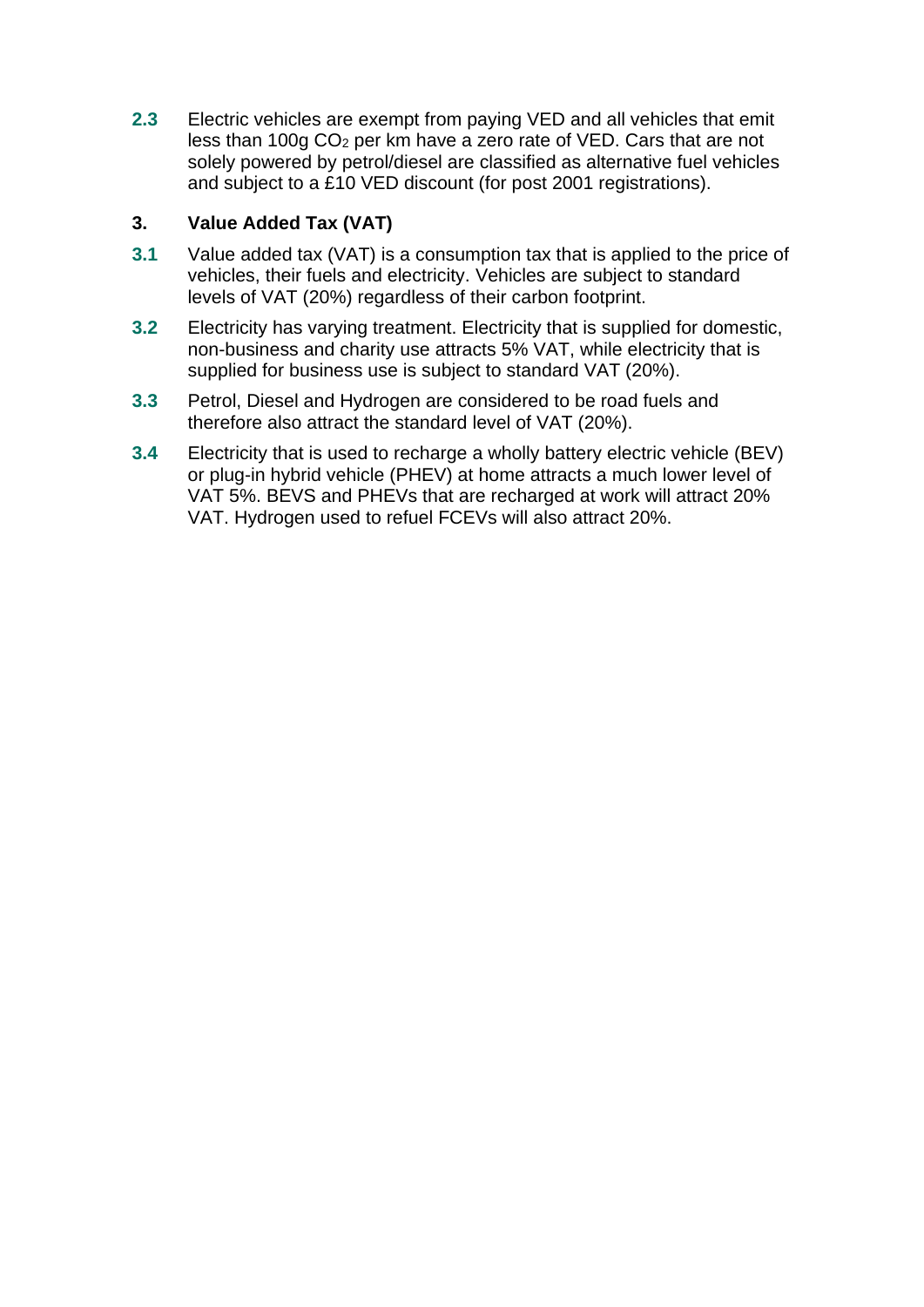**2.3** Electric vehicles are exempt from paying VED and all vehicles that emit less than 100g $CO_2$ per km have a zero rate of VED. Cars that are not solely powered by petrol/diesel are classified as alternative fuel vehicles and subject to a £10 VED discount (for post 2001 registrations).

## 3. Value Added Tax (VAT)

**3.1** Value added tax (VAT) is a consumption tax that is applied to the price of vehicles, their fuels and electricity. Vehicles are subject to standard levels of VAT (20%) regardless of their carbon footprint.

**3.2** Electricity has varying treatment. Electricity that is supplied for domestic, non-business and charity use attracts 5% VAT, while electricity that is supplied for business use is subject to standard VAT (20%).

**3.3** Petrol, Diesel and Hydrogen are considered to be road fuels and therefore also attract the standard level of VAT (20%).

**3.4** Electricity that is used to recharge a wholly battery electric vehicle (BEV) or plug-in hybrid vehicle (PHEV) at home attracts a much lower level of VAT 5%. BEVS and PHEVs that are recharged at work will attract 20% VAT. Hydrogen used to refuel FCEVs will also attract 20%.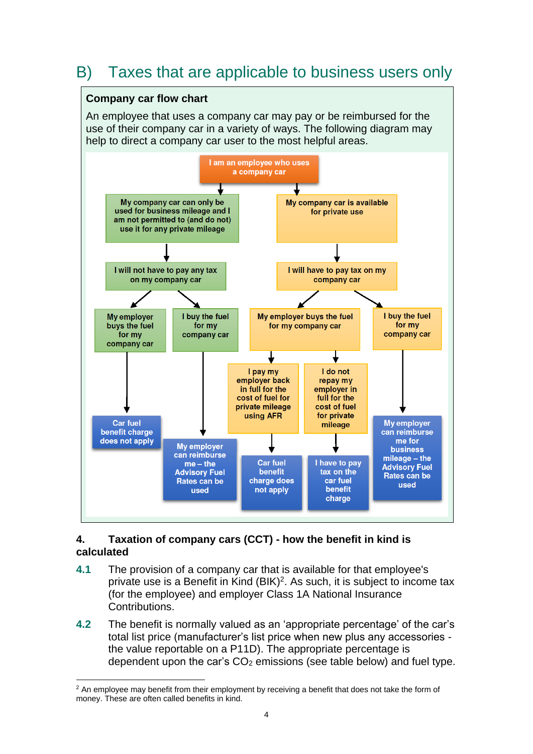## B) Taxes that are applicable to business users only

**Company car flow chart**

An employee that uses a company car may pay or be reimbursed for the use of their company car in a variety of ways. The following diagram may help to direct a company car user to the most helpful areas.

I am an employee who uses a company car

- My company car can only be used for business mileage and I am not permitted to (and do not) use it for any private mileage
  - I will not have to pay any tax on my company car
    - My employer buys the fuel for my company car
      - Car fuel benefit charge does not apply
    - I buy the fuel for my company car
      - My employer can reimburse me – the Advisory Fuel Rates can be used
- My company car is available for private use
  - I will have to pay tax on my company car
    - My employer buys the fuel for my company car
      - I pay my employer back in full for the cost of fuel for private mileage using AFR
        - Car fuel benefit charge does not apply
      - I do not repay my employer in full for the cost of fuel for private mileage
        - I have to pay tax on the car fuel benefit charge
    - I buy the fuel for my company car
      - My employer can reimburse me for business mileage – the Advisory Fuel Rates can be used

### 4. Taxation of company cars (CCT) - how the benefit in kind is calculated

**4.1** The provision of a company car that is available for that employee's private use is a Benefit in Kind (BIK)[2]. As such, it is subject to income tax (for the employee) and employer Class 1A National Insurance Contributions.

**4.2** The benefit is normally valued as an 'appropriate percentage' of the car's total list price (manufacturer's list price when new plus any accessories - the value reportable on a P11D). The appropriate percentage is dependent upon the car's $CO_2$ emissions (see table below) and fuel type.

---

[2] An employee may benefit from their employment by receiving a benefit that does not take the form of money. These are often called benefits in kind.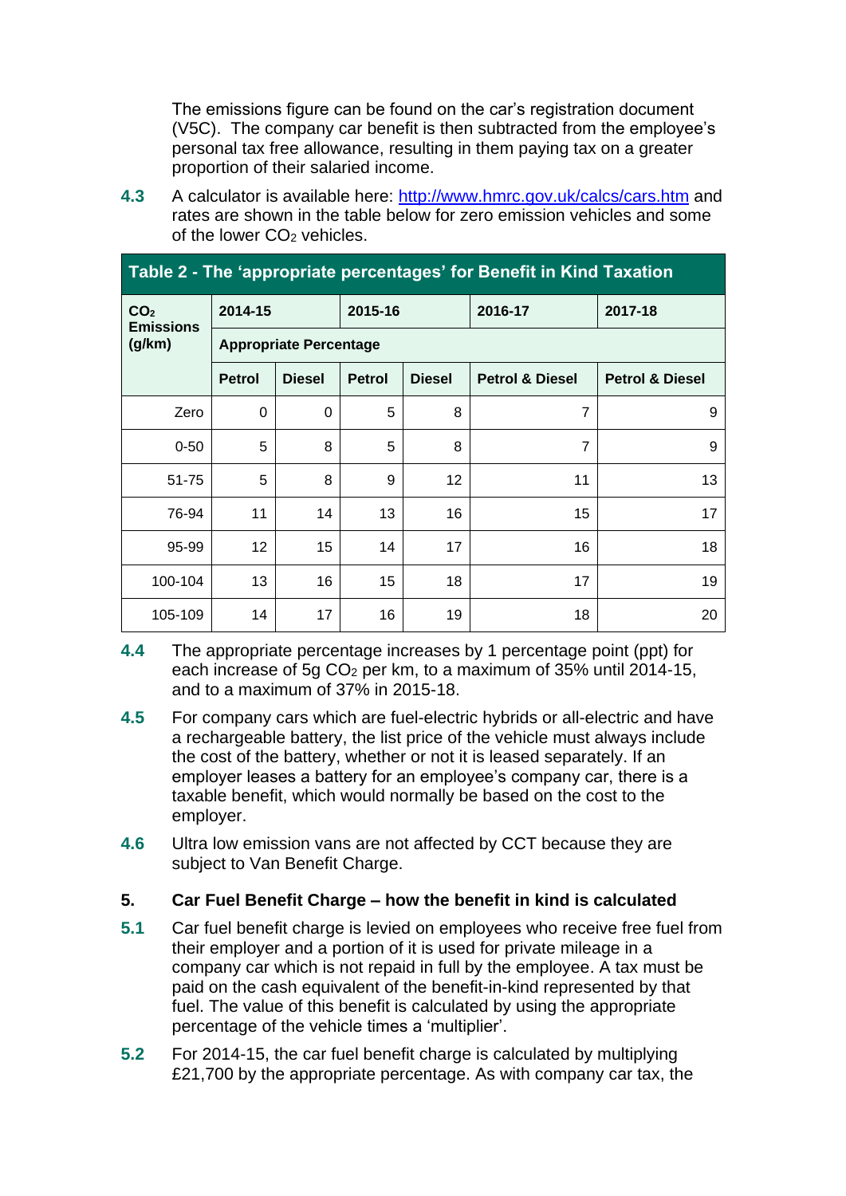The emissions figure can be found on the car's registration document (V5C). The company car benefit is then subtracted from the employee's personal tax free allowance, resulting in them paying tax on a greater proportion of their salaried income.

**4.3** A calculator is available here: [http://www.hmrc.gov.uk/calcs/cars.htm](http://www.hmrc.gov.uk/calcs/cars.htm) and rates are shown in the table below for zero emission vehicles and some of the lower $CO_2$ vehicles.

**Table 2 - The 'appropriate percentages' for Benefit in Kind Taxation**

| $CO_2$ Emissions (g/km) | 2014-15 | | 2015-16 | | 2016-17 | 2017-18 |
|---|---|---|---|---|---|---|
| | Appropriate Percentage | | | | | |
| | Petrol | Diesel | Petrol | Diesel | Petrol & Diesel | Petrol & Diesel |
| Zero | 0 | 0 | 5 | 8 | 7 | 9 |
| 0-50 | 5 | 8 | 5 | 8 | 7 | 9 |
| 51-75 | 5 | 8 | 9 | 12 | 11 | 13 |
| 76-94 | 11 | 14 | 13 | 16 | 15 | 17 |
| 95-99 | 12 | 15 | 14 | 17 | 16 | 18 |
| 100-104 | 13 | 16 | 15 | 18 | 17 | 19 |
| 105-109 | 14 | 17 | 16 | 19 | 18 | 20 |

**4.4** The appropriate percentage increases by 1 percentage point (ppt) for each increase of 5g $CO_2$ per km, to a maximum of 35% until 2014-15, and to a maximum of 37% in 2015-18.

**4.5** For company cars which are fuel-electric hybrids or all-electric and have a rechargeable battery, the list price of the vehicle must always include the cost of the battery, whether or not it is leased separately. If an employer leases a battery for an employee's company car, there is a taxable benefit, which would normally be based on the cost to the employer.

**4.6** Ultra low emission vans are not affected by CCT because they are subject to Van Benefit Charge.

## 5. Car Fuel Benefit Charge – how the benefit in kind is calculated

**5.1** Car fuel benefit charge is levied on employees who receive free fuel from their employer and a portion of it is used for private mileage in a company car which is not repaid in full by the employee. A tax must be paid on the cash equivalent of the benefit-in-kind represented by that fuel. The value of this benefit is calculated by using the appropriate percentage of the vehicle times a 'multiplier'.

**5.2** For 2014-15, the car fuel benefit charge is calculated by multiplying £21,700 by the appropriate percentage. As with company car tax, the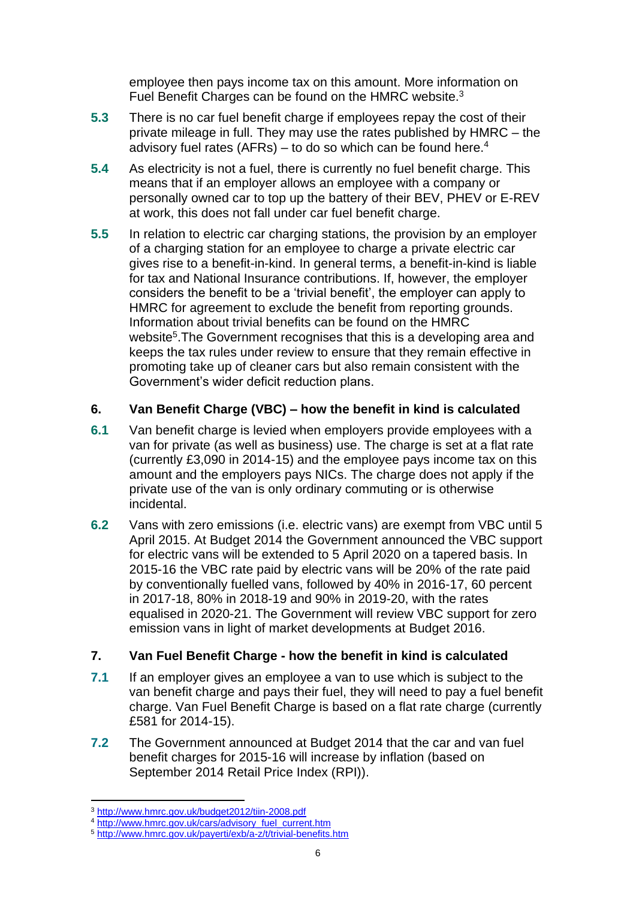employee then pays income tax on this amount. More information on Fuel Benefit Charges can be found on the HMRC website.[3]

**5.3** There is no car fuel benefit charge if employees repay the cost of their private mileage in full. They may use the rates published by HMRC – the advisory fuel rates (AFRs) – to do so which can be found here.[4]

**5.4** As electricity is not a fuel, there is currently no fuel benefit charge. This means that if an employer allows an employee with a company or personally owned car to top up the battery of their BEV, PHEV or E-REV at work, this does not fall under car fuel benefit charge.

**5.5** In relation to electric car charging stations, the provision by an employer of a charging station for an employee to charge a private electric car gives rise to a benefit-in-kind. In general terms, a benefit-in-kind is liable for tax and National Insurance contributions. If, however, the employer considers the benefit to be a 'trivial benefit', the employer can apply to HMRC for agreement to exclude the benefit from reporting grounds. Information about trivial benefits can be found on the HMRC website[5].The Government recognises that this is a developing area and keeps the tax rules under review to ensure that they remain effective in promoting take up of cleaner cars but also remain consistent with the Government's wider deficit reduction plans.

## 6. Van Benefit Charge (VBC) – how the benefit in kind is calculated

**6.1** Van benefit charge is levied when employers provide employees with a van for private (as well as business) use. The charge is set at a flat rate (currently £3,090 in 2014-15) and the employee pays income tax on this amount and the employers pays NICs. The charge does not apply if the private use of the van is only ordinary commuting or is otherwise incidental.

**6.2** Vans with zero emissions (i.e. electric vans) are exempt from VBC until 5 April 2015. At Budget 2014 the Government announced the VBC support for electric vans will be extended to 5 April 2020 on a tapered basis. In 2015-16 the VBC rate paid by electric vans will be 20% of the rate paid by conventionally fuelled vans, followed by 40% in 2016-17, 60 percent in 2017-18, 80% in 2018-19 and 90% in 2019-20, with the rates equalised in 2020-21. The Government will review VBC support for zero emission vans in light of market developments at Budget 2016.

## 7. Van Fuel Benefit Charge - how the benefit in kind is calculated

**7.1** If an employer gives an employee a van to use which is subject to the van benefit charge and pays their fuel, they will need to pay a fuel benefit charge. Van Fuel Benefit Charge is based on a flat rate charge (currently £581 for 2014-15).

**7.2** The Government announced at Budget 2014 that the car and van fuel benefit charges for 2015-16 will increase by inflation (based on September 2014 Retail Price Index (RPI)).

---

[3] http://www.hmrc.gov.uk/budget2012/tiin-2008.pdf

[4] http://www.hmrc.gov.uk/cars/advisory_fuel_current.htm

[5] http://www.hmrc.gov.uk/payerti/exb/a-z/t/trivial-benefits.htm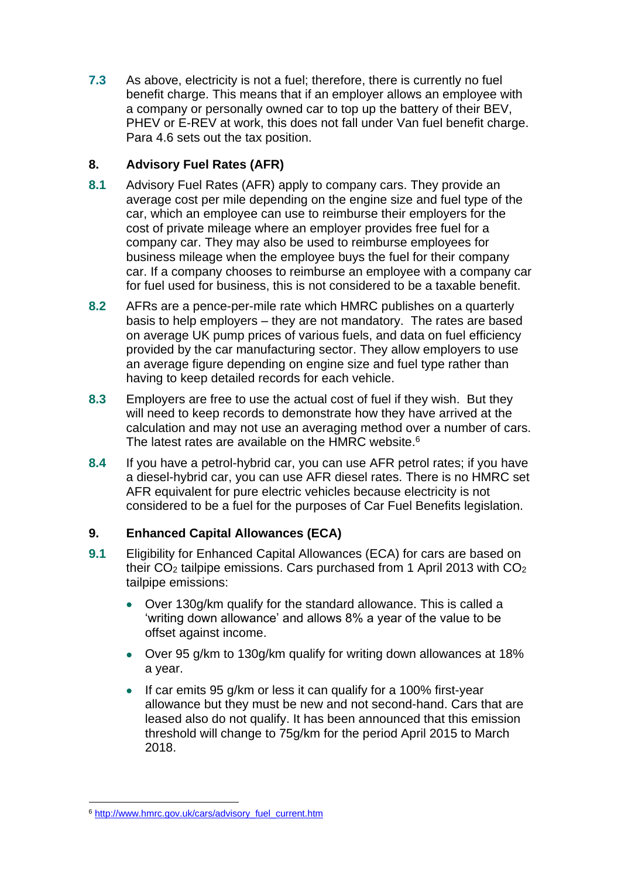**7.3** As above, electricity is not a fuel; therefore, there is currently no fuel benefit charge. This means that if an employer allows an employee with a company or personally owned car to top up the battery of their BEV, PHEV or E-REV at work, this does not fall under Van fuel benefit charge. Para 4.6 sets out the tax position.

## 8. Advisory Fuel Rates (AFR)

**8.1** Advisory Fuel Rates (AFR) apply to company cars. They provide an average cost per mile depending on the engine size and fuel type of the car, which an employee can use to reimburse their employers for the cost of private mileage where an employer provides free fuel for a company car. They may also be used to reimburse employees for business mileage when the employee buys the fuel for their company car. If a company chooses to reimburse an employee with a company car for fuel used for business, this is not considered to be a taxable benefit.

**8.2** AFRs are a pence-per-mile rate which HMRC publishes on a quarterly basis to help employers – they are not mandatory. The rates are based on average UK pump prices of various fuels, and data on fuel efficiency provided by the car manufacturing sector. They allow employers to use an average figure depending on engine size and fuel type rather than having to keep detailed records for each vehicle.

**8.3** Employers are free to use the actual cost of fuel if they wish. But they will need to keep records to demonstrate how they have arrived at the calculation and may not use an averaging method over a number of cars. The latest rates are available on the HMRC website.[6]

**8.4** If you have a petrol-hybrid car, you can use AFR petrol rates; if you have a diesel-hybrid car, you can use AFR diesel rates. There is no HMRC set AFR equivalent for pure electric vehicles because electricity is not considered to be a fuel for the purposes of Car Fuel Benefits legislation.

## 9. Enhanced Capital Allowances (ECA)

**9.1** Eligibility for Enhanced Capital Allowances (ECA) for cars are based on their $CO_2$ tailpipe emissions. Cars purchased from 1 April 2013 with $CO_2$ tailpipe emissions:

- Over 130g/km qualify for the standard allowance. This is called a 'writing down allowance' and allows 8% a year of the value to be offset against income.
- Over 95 g/km to 130g/km qualify for writing down allowances at 18% a year.
- If car emits 95 g/km or less it can qualify for a 100% first-year allowance but they must be new and not second-hand. Cars that are leased also do not qualify. It has been announced that this emission threshold will change to 75g/km for the period April 2015 to March 2018.

---

[6] http://www.hmrc.gov.uk/cars/advisory_fuel_current.htm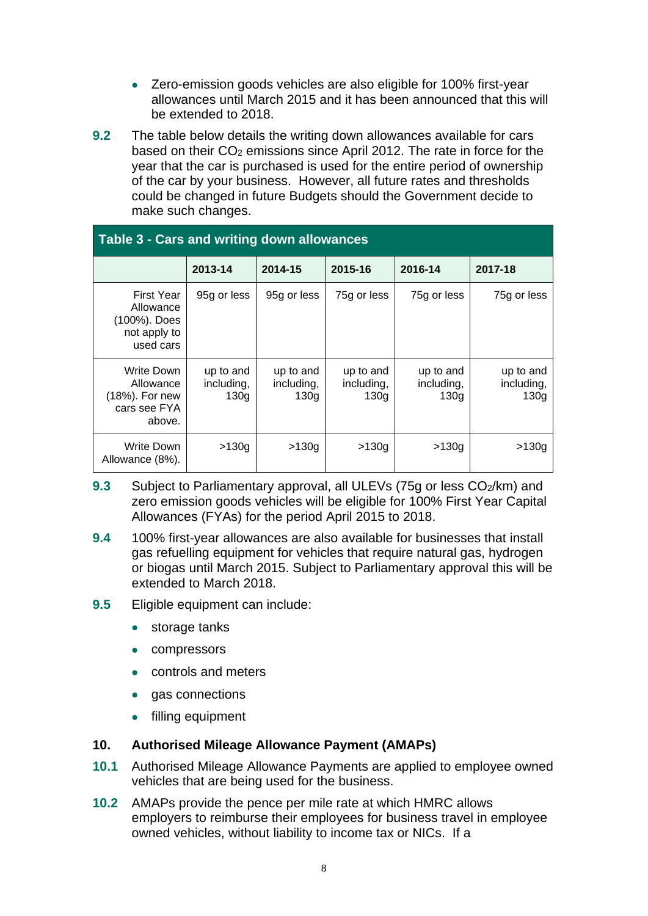- Zero-emission goods vehicles are also eligible for 100% first-year allowances until March 2015 and it has been announced that this will be extended to 2018.

**9.2** The table below details the writing down allowances available for cars based on their $CO_2$ emissions since April 2012. The rate in force for the year that the car is purchased is used for the entire period of ownership of the car by your business. However, all future rates and thresholds could be changed in future Budgets should the Government decide to make such changes.

**Table 3 - Cars and writing down allowances**

| | 2013-14 | 2014-15 | 2015-16 | 2016-14 | 2017-18 |
|---|---|---|---|---|---|
| First Year Allowance (100%). Does not apply to used cars | 95g or less | 95g or less | 75g or less | 75g or less | 75g or less |
| Write Down Allowance (18%). For new cars see FYA above. | up to and including, 130g | up to and including, 130g | up to and including, 130g | up to and including, 130g | up to and including, 130g |
| Write Down Allowance (8%). | >130g | >130g | >130g | >130g | >130g |

**9.3** Subject to Parliamentary approval, all ULEVs (75g or less $CO_2$/km) and zero emission goods vehicles will be eligible for 100% First Year Capital Allowances (FYAs) for the period April 2015 to 2018.

**9.4** 100% first-year allowances are also available for businesses that install gas refuelling equipment for vehicles that require natural gas, hydrogen or biogas until March 2015. Subject to Parliamentary approval this will be extended to March 2018.

**9.5** Eligible equipment can include:

- storage tanks
- compressors
- controls and meters
- gas connections
- filling equipment

## 10. Authorised Mileage Allowance Payment (AMAPs)

**10.1** Authorised Mileage Allowance Payments are applied to employee owned vehicles that are being used for the business.

**10.2** AMAPs provide the pence per mile rate at which HMRC allows employers to reimburse their employees for business travel in employee owned vehicles, without liability to income tax or NICs. If a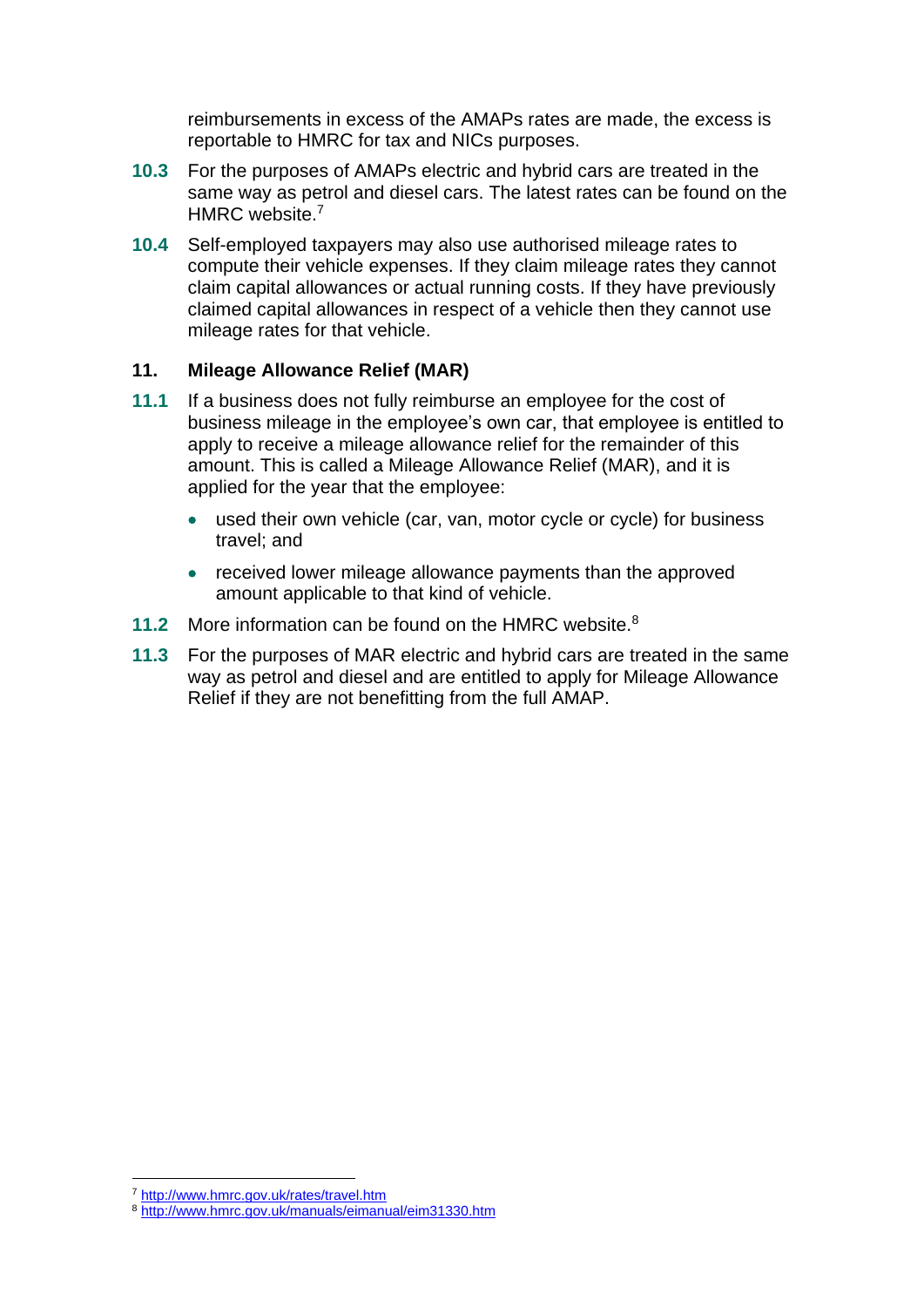reimbursements in excess of the AMAPs rates are made, the excess is reportable to HMRC for tax and NICs purposes.

**10.3** For the purposes of AMAPs electric and hybrid cars are treated in the same way as petrol and diesel cars. The latest rates can be found on the HMRC website.[7]

**10.4** Self-employed taxpayers may also use authorised mileage rates to compute their vehicle expenses. If they claim mileage rates they cannot claim capital allowances or actual running costs. If they have previously claimed capital allowances in respect of a vehicle then they cannot use mileage rates for that vehicle.

## 11. Mileage Allowance Relief (MAR)

**11.1** If a business does not fully reimburse an employee for the cost of business mileage in the employee's own car, that employee is entitled to apply to receive a mileage allowance relief for the remainder of this amount. This is called a Mileage Allowance Relief (MAR), and it is applied for the year that the employee:

- used their own vehicle (car, van, motor cycle or cycle) for business travel; and
- received lower mileage allowance payments than the approved amount applicable to that kind of vehicle.

**11.2** More information can be found on the HMRC website.[8]

**11.3** For the purposes of MAR electric and hybrid cars are treated in the same way as petrol and diesel and are entitled to apply for Mileage Allowance Relief if they are not benefitting from the full AMAP.

---

[7] http://www.hmrc.gov.uk/rates/travel.htm

[8] http://www.hmrc.gov.uk/manuals/eimanual/eim31330.htm